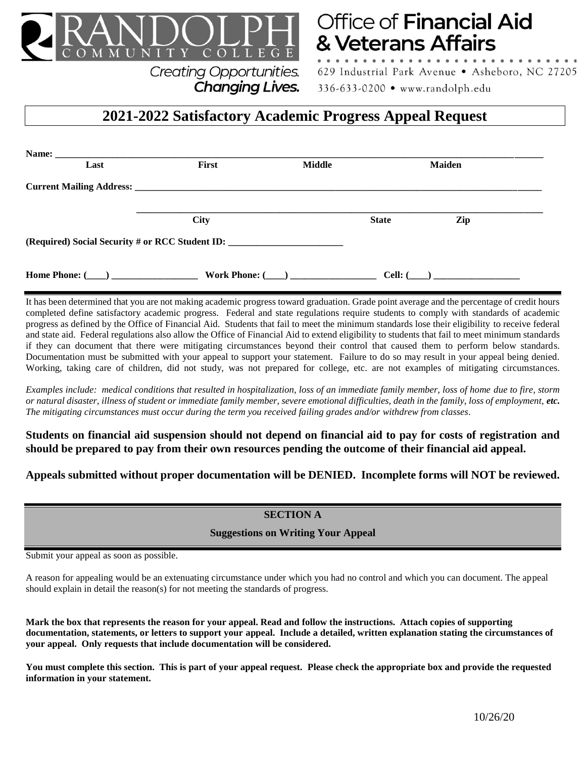RANDOLPH COMMUNITY COLLEGE

Creating Opportunities. Changing Lives.

Office of **Financial Aid & Veterans Affairs**

629 Industrial Park Avenue • Asheboro, NC 27205

336-633-0200 • www.randolph.edu

# 2021-2022 Satisfactory Academic Progress Appeal Request

**Name:** ______________________________________________________________________________

**Last** **First** **Middle** **Maiden**

**Current Mailing Address:** ______________________________________________________________

______________________________________________________________

**City** **State** **Zip**

**(Required) Social Security # or RCC Student ID:** ________________________

**Home Phone: (____)** __________________ **Work Phone: (____)** __________________ **Cell: (____)** __________________

---

It has been determined that you are not making academic progress toward graduation. Grade point average and the percentage of credit hours completed define satisfactory academic progress. Federal and state regulations require students to comply with standards of academic progress as defined by the Office of Financial Aid. Students that fail to meet the minimum standards lose their eligibility to receive federal and state aid. Federal regulations also allow the Office of Financial Aid to extend eligibility to students that fail to meet minimum standards if they can document that there were mitigating circumstances beyond their control that caused them to perform below standards. Documentation must be submitted with your appeal to support your statement. Failure to do so may result in your appeal being denied. Working, taking care of children, did not study, was not prepared for college, etc. are not examples of mitigating circumstances.

*Examples include: medical conditions that resulted in hospitalization, loss of an immediate family member, loss of home due to fire, storm or natural disaster, illness of student or immediate family member, severe emotional difficulties, death in the family, loss of employment, **etc.** The mitigating circumstances must occur during the term you received failing grades and/or withdrew from classes.*

**Students on financial aid suspension should not depend on financial aid to pay for costs of registration and should be prepared to pay from their own resources pending the outcome of their financial aid appeal.**

**Appeals submitted without proper documentation will be DENIED. Incomplete forms will NOT be reviewed.**

## SECTION A

### Suggestions on Writing Your Appeal

Submit your appeal as soon as possible.

A reason for appealing would be an extenuating circumstance under which you had no control and which you can document. The appeal should explain in detail the reason(s) for not meeting the standards of progress.

**Mark the box that represents the reason for your appeal. Read and follow the instructions. Attach copies of supporting documentation, statements, or letters to support your appeal. Include a detailed, written explanation stating the circumstances of your appeal. Only requests that include documentation will be considered.**

**You must complete this section. This is part of your appeal request. Please check the appropriate box and provide the requested information in your statement.**

10/26/20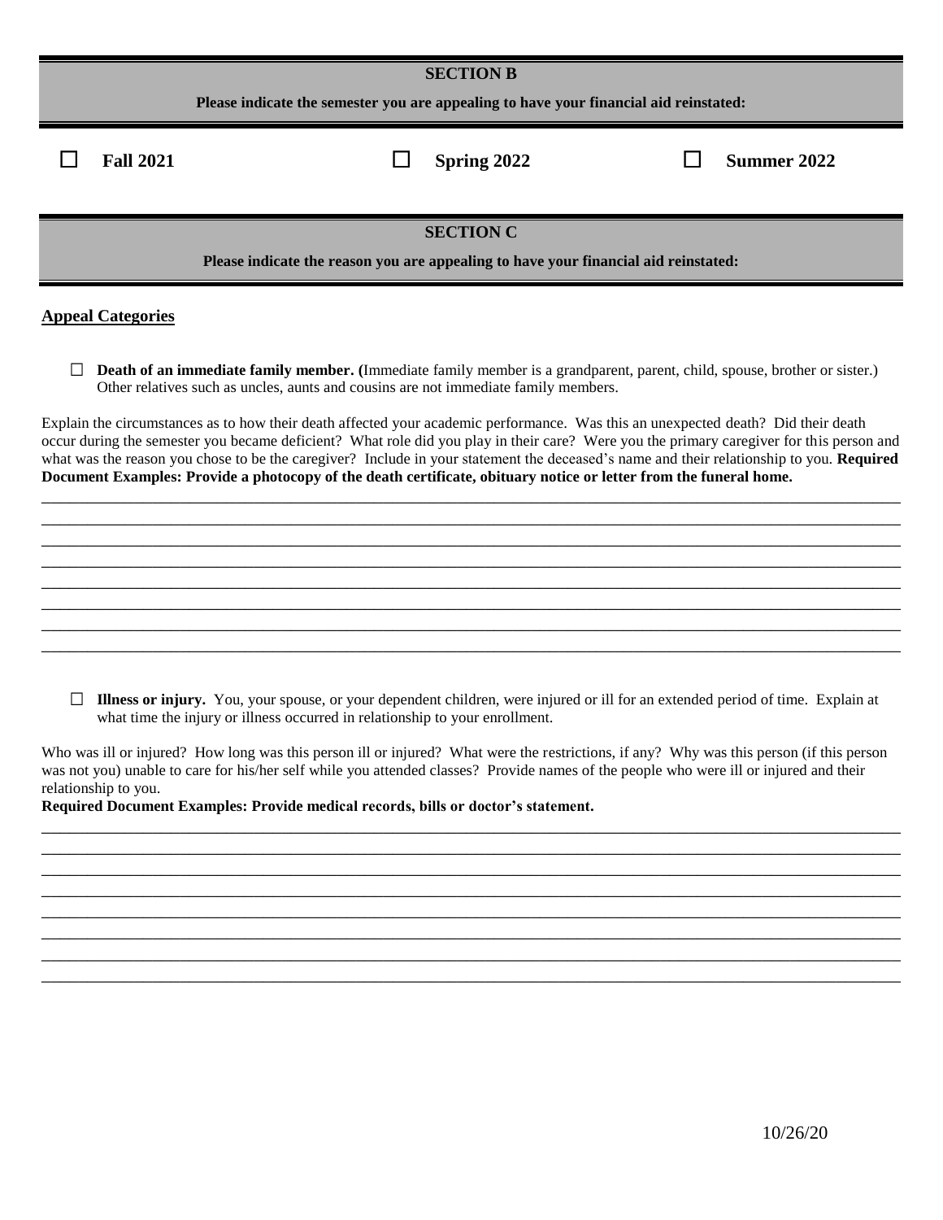## SECTION B

**Please indicate the semester you are appealing to have your financial aid reinstated:**

☐ **Fall 2021** ☐ **Spring 2022** ☐ **Summer 2022**

## SECTION C

**Please indicate the reason you are appealing to have your financial aid reinstated:**

**Appeal Categories**

☐ **Death of an immediate family member. (**Immediate family member is a grandparent, parent, child, spouse, brother or sister.) Other relatives such as uncles, aunts and cousins are not immediate family members.

Explain the circumstances as to how their death affected your academic performance. Was this an unexpected death? Did their death occur during the semester you became deficient? What role did you play in their care? Were you the primary caregiver for this person and what was the reason you chose to be the caregiver? Include in your statement the deceased's name and their relationship to you. **Required Document Examples: Provide a photocopy of the death certificate, obituary notice or letter from the funeral home.**

\_\_\_\_\_\_\_\_\_\_\_\_\_\_\_\_\_\_\_\_\_\_\_\_\_\_\_\_\_\_\_\_\_\_\_\_\_\_\_\_\_\_\_\_\_\_\_\_\_\_\_\_\_\_\_\_\_\_\_\_\_\_\_\_\_\_\_\_\_\_\_\_\_\_\_\_\_\_
\_\_\_\_\_\_\_\_\_\_\_\_\_\_\_\_\_\_\_\_\_\_\_\_\_\_\_\_\_\_\_\_\_\_\_\_\_\_\_\_\_\_\_\_\_\_\_\_\_\_\_\_\_\_\_\_\_\_\_\_\_\_\_\_\_\_\_\_\_\_\_\_\_\_\_\_\_\_
\_\_\_\_\_\_\_\_\_\_\_\_\_\_\_\_\_\_\_\_\_\_\_\_\_\_\_\_\_\_\_\_\_\_\_\_\_\_\_\_\_\_\_\_\_\_\_\_\_\_\_\_\_\_\_\_\_\_\_\_\_\_\_\_\_\_\_\_\_\_\_\_\_\_\_\_\_\_
\_\_\_\_\_\_\_\_\_\_\_\_\_\_\_\_\_\_\_\_\_\_\_\_\_\_\_\_\_\_\_\_\_\_\_\_\_\_\_\_\_\_\_\_\_\_\_\_\_\_\_\_\_\_\_\_\_\_\_\_\_\_\_\_\_\_\_\_\_\_\_\_\_\_\_\_\_\_
\_\_\_\_\_\_\_\_\_\_\_\_\_\_\_\_\_\_\_\_\_\_\_\_\_\_\_\_\_\_\_\_\_\_\_\_\_\_\_\_\_\_\_\_\_\_\_\_\_\_\_\_\_\_\_\_\_\_\_\_\_\_\_\_\_\_\_\_\_\_\_\_\_\_\_\_\_\_
\_\_\_\_\_\_\_\_\_\_\_\_\_\_\_\_\_\_\_\_\_\_\_\_\_\_\_\_\_\_\_\_\_\_\_\_\_\_\_\_\_\_\_\_\_\_\_\_\_\_\_\_\_\_\_\_\_\_\_\_\_\_\_\_\_\_\_\_\_\_\_\_\_\_\_\_\_\_
\_\_\_\_\_\_\_\_\_\_\_\_\_\_\_\_\_\_\_\_\_\_\_\_\_\_\_\_\_\_\_\_\_\_\_\_\_\_\_\_\_\_\_\_\_\_\_\_\_\_\_\_\_\_\_\_\_\_\_\_\_\_\_\_\_\_\_\_\_\_\_\_\_\_\_\_\_\_
\_\_\_\_\_\_\_\_\_\_\_\_\_\_\_\_\_\_\_\_\_\_\_\_\_\_\_\_\_\_\_\_\_\_\_\_\_\_\_\_\_\_\_\_\_\_\_\_\_\_\_\_\_\_\_\_\_\_\_\_\_\_\_\_\_\_\_\_\_\_\_\_\_\_\_\_\_\_

☐ **Illness or injury.** You, your spouse, or your dependent children, were injured or ill for an extended period of time. Explain at what time the injury or illness occurred in relationship to your enrollment.

Who was ill or injured? How long was this person ill or injured? What were the restrictions, if any? Why was this person (if this person was not you) unable to care for his/her self while you attended classes? Provide names of the people who were ill or injured and their relationship to you.

**Required Document Examples: Provide medical records, bills or doctor's statement.**

\_\_\_\_\_\_\_\_\_\_\_\_\_\_\_\_\_\_\_\_\_\_\_\_\_\_\_\_\_\_\_\_\_\_\_\_\_\_\_\_\_\_\_\_\_\_\_\_\_\_\_\_\_\_\_\_\_\_\_\_\_\_\_\_\_\_\_\_\_\_\_\_\_\_\_\_\_\_
\_\_\_\_\_\_\_\_\_\_\_\_\_\_\_\_\_\_\_\_\_\_\_\_\_\_\_\_\_\_\_\_\_\_\_\_\_\_\_\_\_\_\_\_\_\_\_\_\_\_\_\_\_\_\_\_\_\_\_\_\_\_\_\_\_\_\_\_\_\_\_\_\_\_\_\_\_\_
\_\_\_\_\_\_\_\_\_\_\_\_\_\_\_\_\_\_\_\_\_\_\_\_\_\_\_\_\_\_\_\_\_\_\_\_\_\_\_\_\_\_\_\_\_\_\_\_\_\_\_\_\_\_\_\_\_\_\_\_\_\_\_\_\_\_\_\_\_\_\_\_\_\_\_\_\_\_
\_\_\_\_\_\_\_\_\_\_\_\_\_\_\_\_\_\_\_\_\_\_\_\_\_\_\_\_\_\_\_\_\_\_\_\_\_\_\_\_\_\_\_\_\_\_\_\_\_\_\_\_\_\_\_\_\_\_\_\_\_\_\_\_\_\_\_\_\_\_\_\_\_\_\_\_\_\_
\_\_\_\_\_\_\_\_\_\_\_\_\_\_\_\_\_\_\_\_\_\_\_\_\_\_\_\_\_\_\_\_\_\_\_\_\_\_\_\_\_\_\_\_\_\_\_\_\_\_\_\_\_\_\_\_\_\_\_\_\_\_\_\_\_\_\_\_\_\_\_\_\_\_\_\_\_\_
\_\_\_\_\_\_\_\_\_\_\_\_\_\_\_\_\_\_\_\_\_\_\_\_\_\_\_\_\_\_\_\_\_\_\_\_\_\_\_\_\_\_\_\_\_\_\_\_\_\_\_\_\_\_\_\_\_\_\_\_\_\_\_\_\_\_\_\_\_\_\_\_\_\_\_\_\_\_
\_\_\_\_\_\_\_\_\_\_\_\_\_\_\_\_\_\_\_\_\_\_\_\_\_\_\_\_\_\_\_\_\_\_\_\_\_\_\_\_\_\_\_\_\_\_\_\_\_\_\_\_\_\_\_\_\_\_\_\_\_\_\_\_\_\_\_\_\_\_\_\_\_\_\_\_\_\_
\_\_\_\_\_\_\_\_\_\_\_\_\_\_\_\_\_\_\_\_\_\_\_\_\_\_\_\_\_\_\_\_\_\_\_\_\_\_\_\_\_\_\_\_\_\_\_\_\_\_\_\_\_\_\_\_\_\_\_\_\_\_\_\_\_\_\_\_\_\_\_\_\_\_\_\_\_\_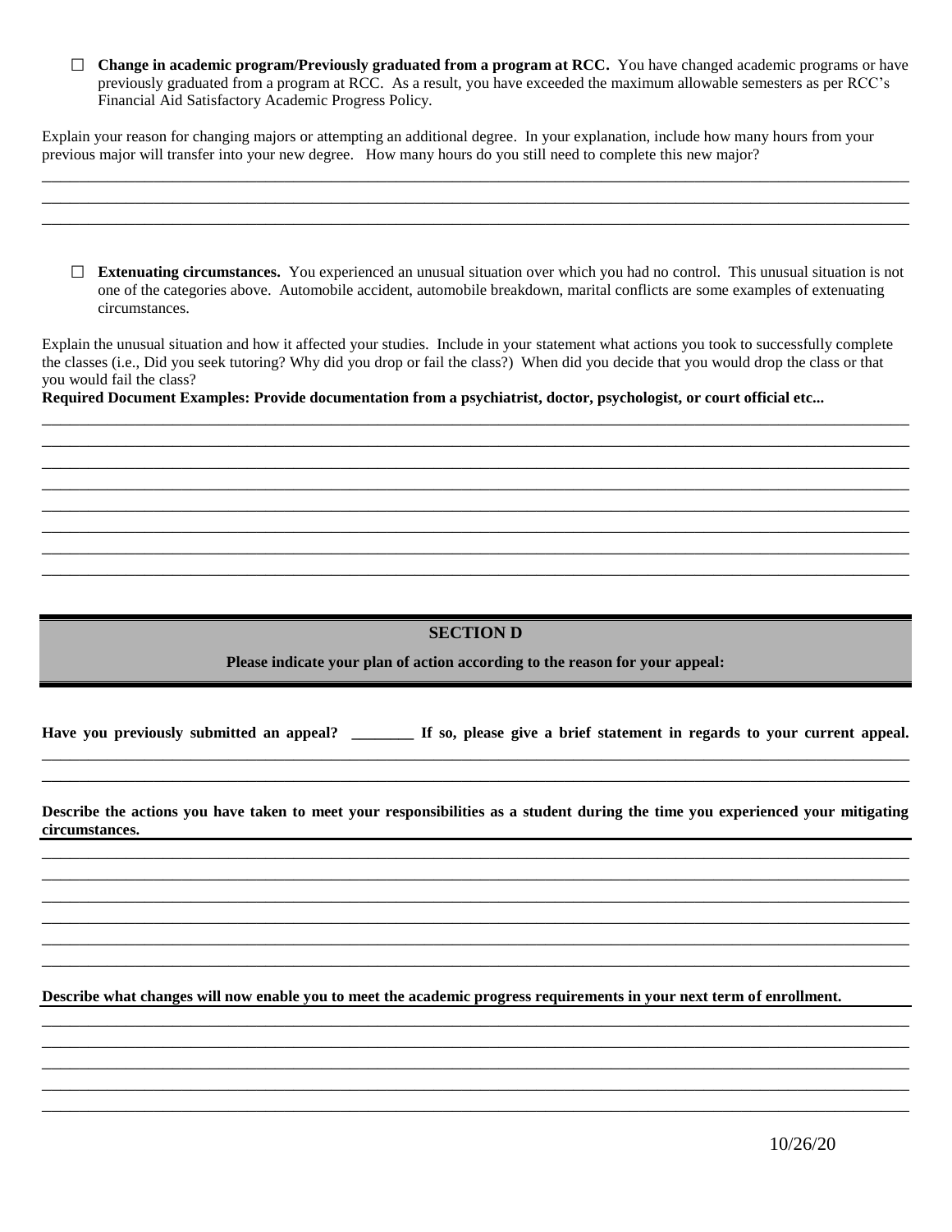☐ **Change in academic program/Previously graduated from a program at RCC.** You have changed academic programs or have previously graduated from a program at RCC. As a result, you have exceeded the maximum allowable semesters as per RCC's Financial Aid Satisfactory Academic Progress Policy.

Explain your reason for changing majors or attempting an additional degree. In your explanation, include how many hours from your previous major will transfer into your new degree. How many hours do you still need to complete this new major?

_______________________________________________________________________________________________________

_______________________________________________________________________________________________________

_______________________________________________________________________________________________________

☐ **Extenuating circumstances.** You experienced an unusual situation over which you had no control. This unusual situation is not one of the categories above. Automobile accident, automobile breakdown, marital conflicts are some examples of extenuating circumstances.

Explain the unusual situation and how it affected your studies. Include in your statement what actions you took to successfully complete the classes (i.e., Did you seek tutoring? Why did you drop or fail the class?) When did you decide that you would drop the class or that you would fail the class?

**Required Document Examples: Provide documentation from a psychiatrist, doctor, psychologist, or court official etc...**

_______________________________________________________________________________________________________

_______________________________________________________________________________________________________

_______________________________________________________________________________________________________

_______________________________________________________________________________________________________

_______________________________________________________________________________________________________

_______________________________________________________________________________________________________

_______________________________________________________________________________________________________

## SECTION D

**Please indicate your plan of action according to the reason for your appeal:**

**Have you previously submitted an appeal? ________ If so, please give a brief statement in regards to your current appeal.**

_______________________________________________________________________________________________________

_______________________________________________________________________________________________________

**Describe the actions you have taken to meet your responsibilities as a student during the time you experienced your mitigating circumstances.**

_______________________________________________________________________________________________________

_______________________________________________________________________________________________________

_______________________________________________________________________________________________________

_______________________________________________________________________________________________________

_______________________________________________________________________________________________________

_______________________________________________________________________________________________________

**Describe what changes will now enable you to meet the academic progress requirements in your next term of enrollment.**

_______________________________________________________________________________________________________

_______________________________________________________________________________________________________

_______________________________________________________________________________________________________

_______________________________________________________________________________________________________

_______________________________________________________________________________________________________

10/26/20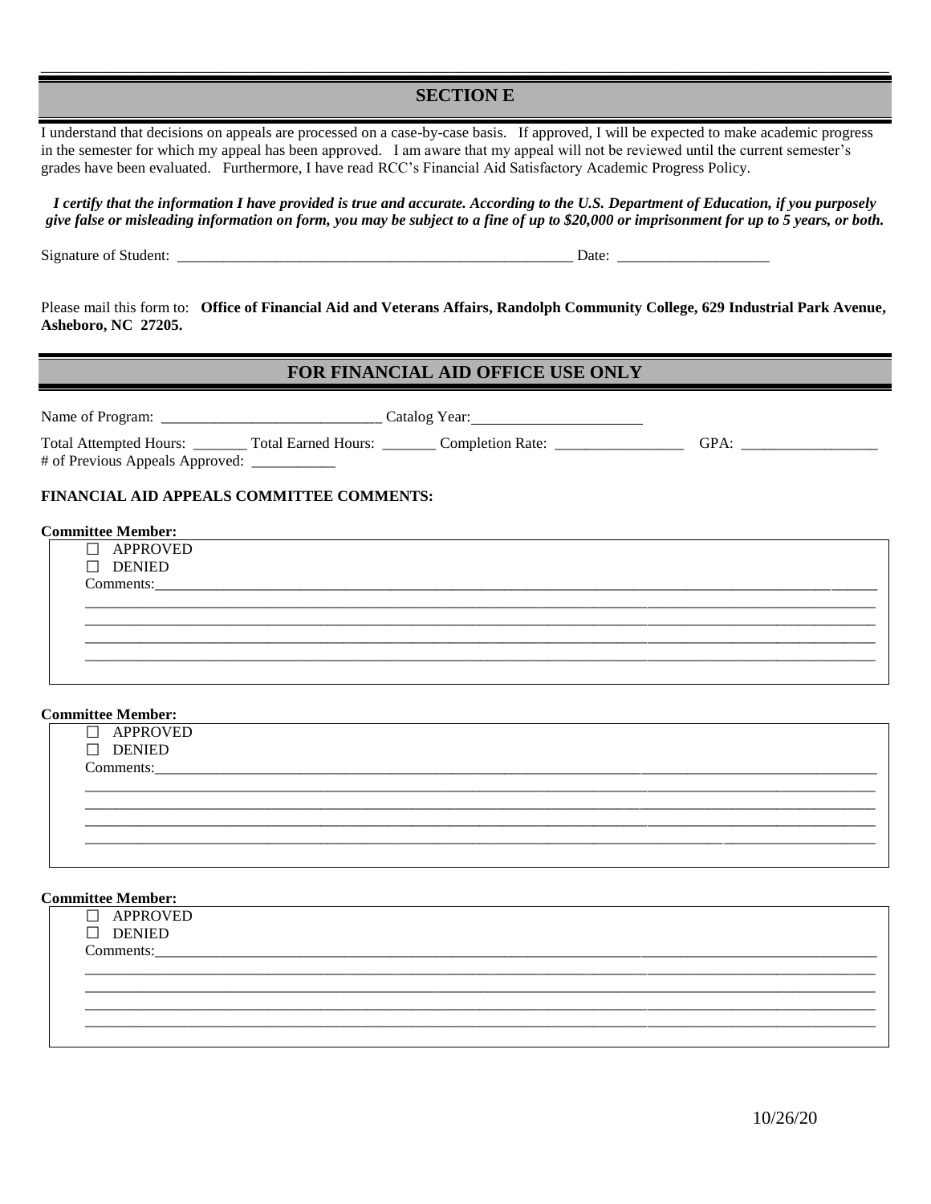## SECTION E

I understand that decisions on appeals are processed on a case-by-case basis. If approved, I will be expected to make academic progress in the semester for which my appeal has been approved. I am aware that my appeal will not be reviewed until the current semester's grades have been evaluated. Furthermore, I have read RCC's Financial Aid Satisfactory Academic Progress Policy.

***I certify that the information I have provided is true and accurate. According to the U.S. Department of Education, if you purposely give false or misleading information on form, you may be subject to a fine of up to $20,000 or imprisonment for up to 5 years, or both.***

Signature of Student: ______________________________________________ Date: ____________________

Please mail this form to: **Office of Financial Aid and Veterans Affairs, Randolph Community College, 629 Industrial Park Avenue, Asheboro, NC 27205.**

## FOR FINANCIAL AID OFFICE USE ONLY

Name of Program: ____________________________ Catalog Year: ______________________

Total Attempted Hours: _______ Total Earned Hours: _______ Completion Rate: ________________ GPA: _________________

# of Previous Appeals Approved: ___________

**FINANCIAL AID APPEALS COMMITTEE COMMENTS:**

**Committee Member:**

☐ APPROVED
☐ DENIED
Comments:______________________________________________________________________________________
__________________________________________________________________________________________________
__________________________________________________________________________________________________
__________________________________________________________________________________________________
__________________________________________________________________________________________________

**Committee Member:**

☐ APPROVED
☐ DENIED
Comments:______________________________________________________________________________________
__________________________________________________________________________________________________
__________________________________________________________________________________________________
__________________________________________________________________________________________________
__________________________________________________________________________________________________

**Committee Member:**

☐ APPROVED
☐ DENIED
Comments:______________________________________________________________________________________
__________________________________________________________________________________________________
__________________________________________________________________________________________________
__________________________________________________________________________________________________
__________________________________________________________________________________________________

10/26/20